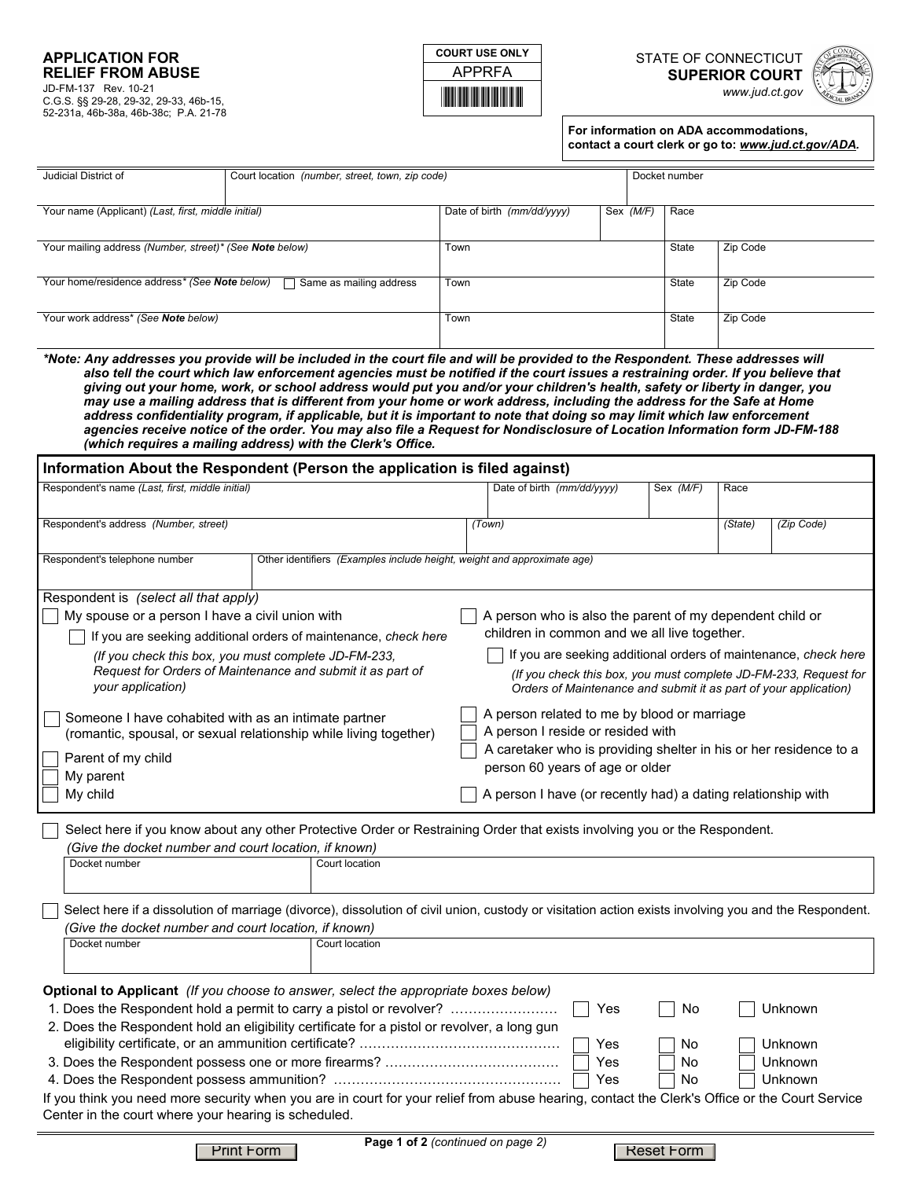**APPLICATION FOR RELIEF FROM ABUSE**
JD-FM-137 Rev. 10-21
C.G.S. §§ 29-28, 29-32, 29-33, 46b-15, 52-231a, 46b-38a, 46b-38c; P.A. 21-78

| COURT USE ONLY |
| --- |
| APPRFA |

STATE OF CONNECTICUT
**SUPERIOR COURT**
www.jud.ct.gov

**For information on ADA accommodations, contact a court clerk or go to: *www.jud.ct.gov/ADA*.**

| Judicial District of | Court location *(number, street, town, zip code)* | | | Docket number | |
| --- | --- | --- | --- | --- | --- |
| Your name (Applicant) *(Last, first, middle initial)* | Date of birth *(mm/dd/yyyy)* | Sex *(M/F)* | Race | | |
| Your mailing address *(Number, street)** *(See **Note** below)* | Town | | State | Zip Code | |
| Your home/residence address* *(See **Note** below)* ☐ Same as mailing address | Town | | State | Zip Code | |
| Your work address* *(See **Note** below)* | Town | | State | Zip Code | |

***Note: Any addresses you provide will be included in the court file and will be provided to the Respondent. These addresses will also tell the court which law enforcement agencies must be notified if the court issues a restraining order. If you believe that giving out your home, work, or school address would put you and/or your children's health, safety or liberty in danger, you may use a mailing address that is different from your home or work address, including the address for the Safe at Home address confidentiality program, if applicable, but it is important to note that doing so may limit which law enforcement agencies receive notice of the order. You may also file a Request for Nondisclosure of Location Information form JD-FM-188 (which requires a mailing address) with the Clerk's Office.***

## Information About the Respondent (Person the application is filed against)

| Respondent's name *(Last, first, middle initial)* | | Date of birth *(mm/dd/yyyy)* | Sex *(M/F)* | Race |
| --- | --- | --- | --- | --- |
| Respondent's address *(Number, street)* | *(Town)* | | *(State)* | *(Zip Code)* |
| Respondent's telephone number | Other identifiers *(Examples include height, weight and approximate age)* | | | |

Respondent is *(select all that apply)*

- ☐ My spouse or a person I have a civil union with
  - ☐ If you are seeking additional orders of maintenance, *check here* *(If you check this box, you must complete JD-FM-233, Request for Orders of Maintenance and submit it as part of your application)*
- ☐ Someone I have cohabited with as an intimate partner (romantic, spousal, or sexual relationship while living together)
- ☐ Parent of my child
- ☐ My parent
- ☐ My child
- ☐ A person who is also the parent of my dependent child or children in common and we all live together.
  - ☐ If you are seeking additional orders of maintenance, *check here* *(If you check this box, you must complete JD-FM-233, Request for Orders of Maintenance and submit it as part of your application)*
- ☐ A person related to me by blood or marriage
- ☐ A person I reside or resided with
- ☐ A caretaker who is providing shelter in his or her residence to a person 60 years of age or older
- ☐ A person I have (or recently had) a dating relationship with

☐ Select here if you know about any other Protective Order or Restraining Order that exists involving you or the Respondent. *(Give the docket number and court location, if known)*

| Docket number | Court location |
| --- | --- |
| | |

☐ Select here if a dissolution of marriage (divorce), dissolution of civil union, custody or visitation action exists involving you and the Respondent. *(Give the docket number and court location, if known)*

| Docket number | Court location |
| --- | --- |
| | |

**Optional to Applicant** *(If you choose to answer, select the appropriate boxes below)*

1. Does the Respondent hold a permit to carry a pistol or revolver? ☐ Yes ☐ No ☐ Unknown
2. Does the Respondent hold an eligibility certificate for a pistol or revolver, a long gun eligibility certificate, or an ammunition certificate? ☐ Yes ☐ No ☐ Unknown
3. Does the Respondent possess one or more firearms? ☐ Yes ☐ No ☐ Unknown
4. Does the Respondent possess ammunition? ☐ Yes ☐ No ☐ Unknown

If you think you need more security when you are in court for your relief from abuse hearing, contact the Clerk's Office or the Court Service Center in the court where your hearing is scheduled.

*(continued on page 2)*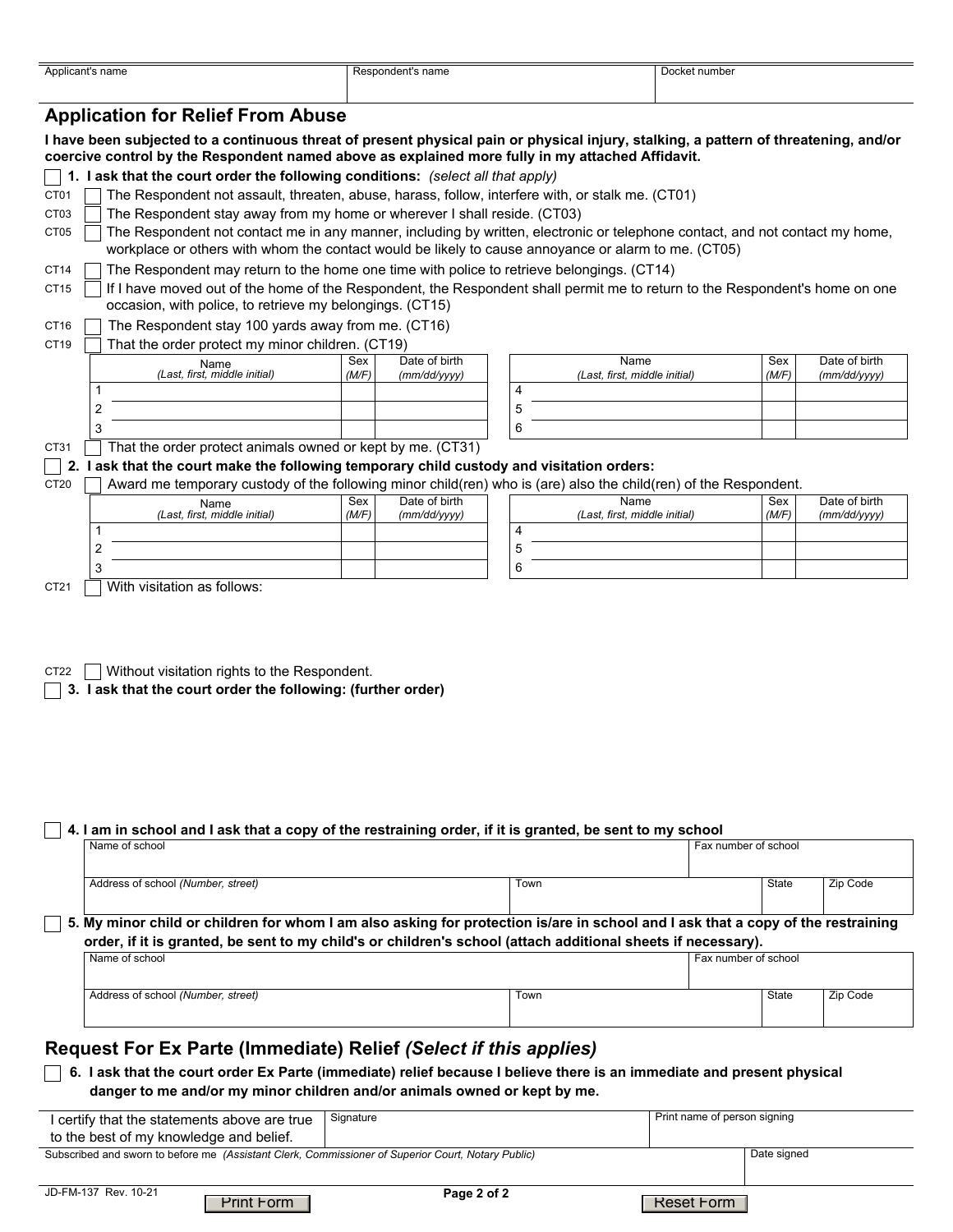| Applicant's name | Respondent's name | Docket number |
|---|---|---|
| | | |

## Application for Relief From Abuse

**I have been subjected to a continuous threat of present physical pain or physical injury, stalking, a pattern of threatening, and/or coercive control by the Respondent named above as explained more fully in my attached Affidavit.**

☐ **1. I ask that the court order the following conditions:** *(select all that apply)*

- CT01 ☐ The Respondent not assault, threaten, abuse, harass, follow, interfere with, or stalk me. (CT01)
- CT03 ☐ The Respondent stay away from my home or wherever I shall reside. (CT03)
- CT05 ☐ The Respondent not contact me in any manner, including by written, electronic or telephone contact, and not contact my home, workplace or others with whom the contact would be likely to cause annoyance or alarm to me. (CT05)
- CT14 ☐ The Respondent may return to the home one time with police to retrieve belongings. (CT14)
- CT15 ☐ If I have moved out of the home of the Respondent, the Respondent shall permit me to return to the Respondent's home on one occasion, with police, to retrieve my belongings. (CT15)
- CT16 ☐ The Respondent stay 100 yards away from me. (CT16)
- CT19 ☐ That the order protect my minor children. (CT19)

| | Name *(Last, first, middle initial)* | Sex *(M/F)* | Date of birth *(mm/dd/yyyy)* | | Name *(Last, first, middle initial)* | Sex *(M/F)* | Date of birth *(mm/dd/yyyy)* |
|---|---|---|---|---|---|---|---|
| 1 | | | | 4 | | | |
| 2 | | | | 5 | | | |
| 3 | | | | 6 | | | |

- CT31 ☐ That the order protect animals owned or kept by me. (CT31)

☐ **2. I ask that the court make the following temporary child custody and visitation orders:**

- CT20 ☐ Award me temporary custody of the following minor child(ren) who is (are) also the child(ren) of the Respondent.

| | Name *(Last, first, middle initial)* | Sex *(M/F)* | Date of birth *(mm/dd/yyyy)* | | Name *(Last, first, middle initial)* | Sex *(M/F)* | Date of birth *(mm/dd/yyyy)* |
|---|---|---|---|---|---|---|---|
| 1 | | | | 4 | | | |
| 2 | | | | 5 | | | |
| 3 | | | | 6 | | | |

- CT21 ☐ With visitation as follows:

- CT22 ☐ Without visitation rights to the Respondent.

☐ **3. I ask that the court order the following: (further order)**

☐ **4. I am in school and I ask that a copy of the restraining order, if it is granted, be sent to my school**

| Name of school | | | Fax number of school |
|---|---|---|---|
| **Address of school** *(Number, street)* | **Town** | **State** | **Zip Code** |
| | | | |

☐ **5. My minor child or children for whom I am also asking for protection is/are in school and I ask that a copy of the restraining order, if it is granted, be sent to my child's or children's school (attach additional sheets if necessary).**

| Name of school | | | Fax number of school |
|---|---|---|---|
| **Address of school** *(Number, street)* | **Town** | **State** | **Zip Code** |
| | | | |

## Request For Ex Parte (Immediate) Relief *(Select if this applies)*

☐ **6. I ask that the court order Ex Parte (immediate) relief because I believe there is an immediate and present physical danger to me and/or my minor children and/or animals owned or kept by me.**

| I certify that the statements above are true to the best of my knowledge and belief. | Signature | Print name of person signing |
|---|---|---|
| Subscribed and sworn to before me *(Assistant Clerk, Commissioner of Superior Court, Notary Public)* | | Date signed |

JD-FM-137 Rev. 10-21

Print Form | Reset Form